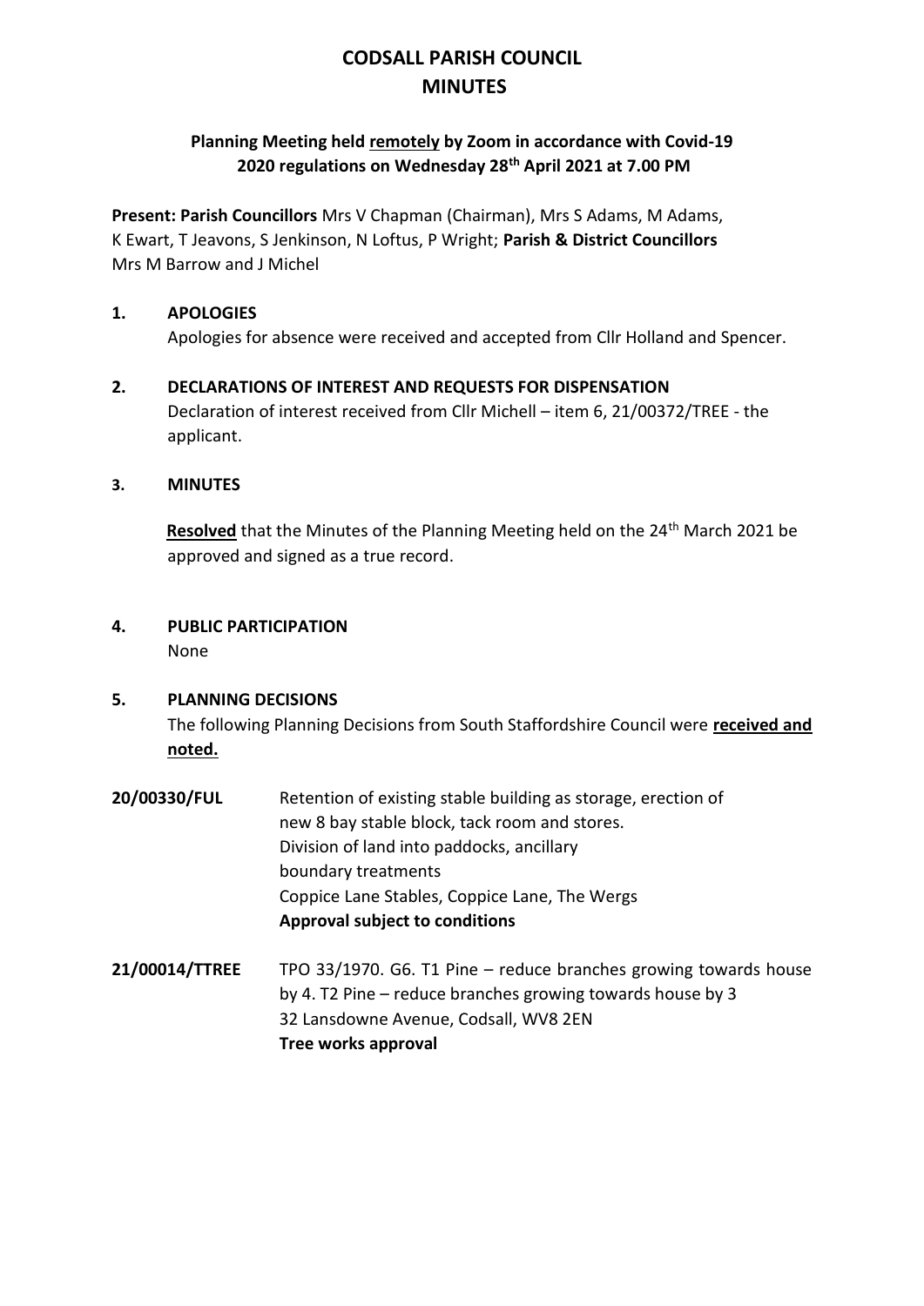# CODSALL PARISH COUNCIL
# MINUTES

**Planning Meeting held remotely by Zoom in accordance with Covid-19 2020 regulations on Wednesday 28th April 2021 at 7.00 PM**

**Present: Parish Councillors** Mrs V Chapman (Chairman), Mrs S Adams, M Adams, K Ewart, T Jeavons, S Jenkinson, N Loftus, P Wright; **Parish & District Councillors** Mrs M Barrow and J Michel

## 1. APOLOGIES

Apologies for absence were received and accepted from Cllr Holland and Spencer.

## 2. DECLARATIONS OF INTEREST AND REQUESTS FOR DISPENSATION

Declaration of interest received from Cllr Michell – item 6, 21/00372/TREE - the applicant.

## 3. MINUTES

**Resolved** that the Minutes of the Planning Meeting held on the 24th March 2021 be approved and signed as a true record.

## 4. PUBLIC PARTICIPATION

None

## 5. PLANNING DECISIONS

The following Planning Decisions from South Staffordshire Council were **received and noted.**

**20/00330/FUL** Retention of existing stable building as storage, erection of new 8 bay stable block, tack room and stores. Division of land into paddocks, ancillary boundary treatments
Coppice Lane Stables, Coppice Lane, The Wergs
**Approval subject to conditions**

**21/00014/TTREE** TPO 33/1970. G6. T1 Pine – reduce branches growing towards house by 4. T2 Pine – reduce branches growing towards house by 3
32 Lansdowne Avenue, Codsall, WV8 2EN
**Tree works approval**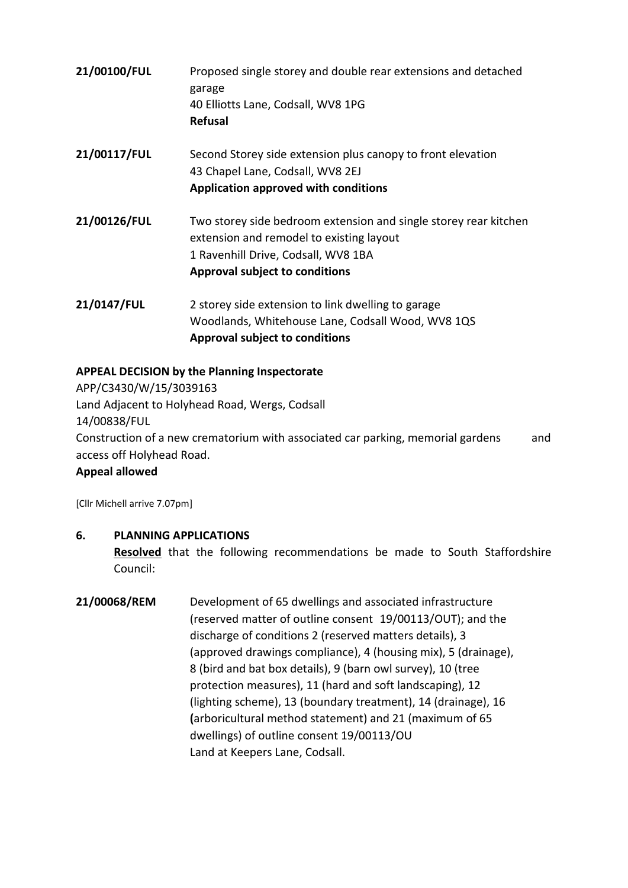**21/00100/FUL** Proposed single storey and double rear extensions and detached garage
40 Elliotts Lane, Codsall, WV8 1PG
**Refusal**

**21/00117/FUL** Second Storey side extension plus canopy to front elevation
43 Chapel Lane, Codsall, WV8 2EJ
**Application approved with conditions**

**21/00126/FUL** Two storey side bedroom extension and single storey rear kitchen extension and remodel to existing layout
1 Ravenhill Drive, Codsall, WV8 1BA
**Approval subject to conditions**

**21/0147/FUL** 2 storey side extension to link dwelling to garage
Woodlands, Whitehouse Lane, Codsall Wood, WV8 1QS
**Approval subject to conditions**

**APPEAL DECISION by the Planning Inspectorate**

APP/C3430/W/15/3039163
Land Adjacent to Holyhead Road, Wergs, Codsall
14/00838/FUL
Construction of a new crematorium with associated car parking, memorial gardens and access off Holyhead Road.
**Appeal allowed**

[Cllr Michell arrive 7.07pm]

## 6. PLANNING APPLICATIONS

**Resolved** that the following recommendations be made to South Staffordshire Council:

**21/00068/REM** Development of 65 dwellings and associated infrastructure (reserved matter of outline consent 19/00113/OUT); and the discharge of conditions 2 (reserved matters details), 3 (approved drawings compliance), 4 (housing mix), 5 (drainage), 8 (bird and bat box details), 9 (barn owl survey), 10 (tree protection measures), 11 (hard and soft landscaping), 12 (lighting scheme), 13 (boundary treatment), 14 (drainage), 16 (arboricultural method statement) and 21 (maximum of 65 dwellings) of outline consent 19/00113/OU
Land at Keepers Lane, Codsall.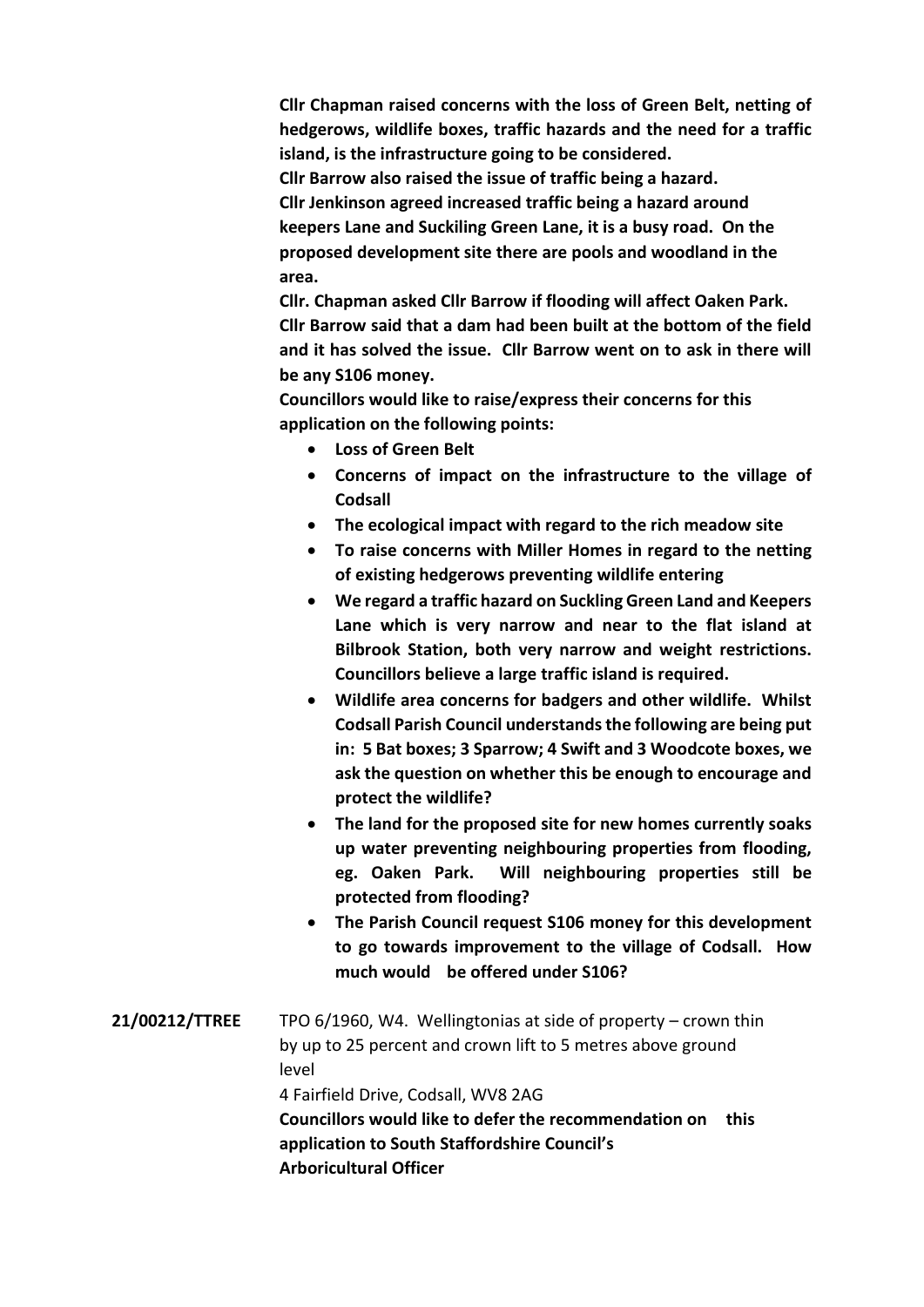**Cllr Chapman raised concerns with the loss of Green Belt, netting of hedgerows, wildlife boxes, traffic hazards and the need for a traffic island, is the infrastructure going to be considered.**

**Cllr Barrow also raised the issue of traffic being a hazard.**

**Cllr Jenkinson agreed increased traffic being a hazard around keepers Lane and Suckiling Green Lane, it is a busy road. On the proposed development site there are pools and woodland in the area.**

**Cllr. Chapman asked Cllr Barrow if flooding will affect Oaken Park.**

**Cllr Barrow said that a dam had been built at the bottom of the field and it has solved the issue. Cllr Barrow went on to ask in there will be any S106 money.**

**Councillors would like to raise/express their concerns for this application on the following points:**

- **Loss of Green Belt**
- **Concerns of impact on the infrastructure to the village of Codsall**
- **The ecological impact with regard to the rich meadow site**
- **To raise concerns with Miller Homes in regard to the netting of existing hedgerows preventing wildlife entering**
- **We regard a traffic hazard on Suckling Green Land and Keepers Lane which is very narrow and near to the flat island at Bilbrook Station, both very narrow and weight restrictions. Councillors believe a large traffic island is required.**
- **Wildlife area concerns for badgers and other wildlife. Whilst Codsall Parish Council understands the following are being put in: 5 Bat boxes; 3 Sparrow; 4 Swift and 3 Woodcote boxes, we ask the question on whether this be enough to encourage and protect the wildlife?**
- **The land for the proposed site for new homes currently soaks up water preventing neighbouring properties from flooding, eg. Oaken Park. Will neighbouring properties still be protected from flooding?**
- **The Parish Council request S106 money for this development to go towards improvement to the village of Codsall. How much would be offered under S106?**

**21/00212/TTREE** TPO 6/1960, W4. Wellingtonias at side of property – crown thin by up to 25 percent and crown lift to 5 metres above ground level

4 Fairfield Drive, Codsall, WV8 2AG

**Councillors would like to defer the recommendation on this application to South Staffordshire Council's Arboricultural Officer**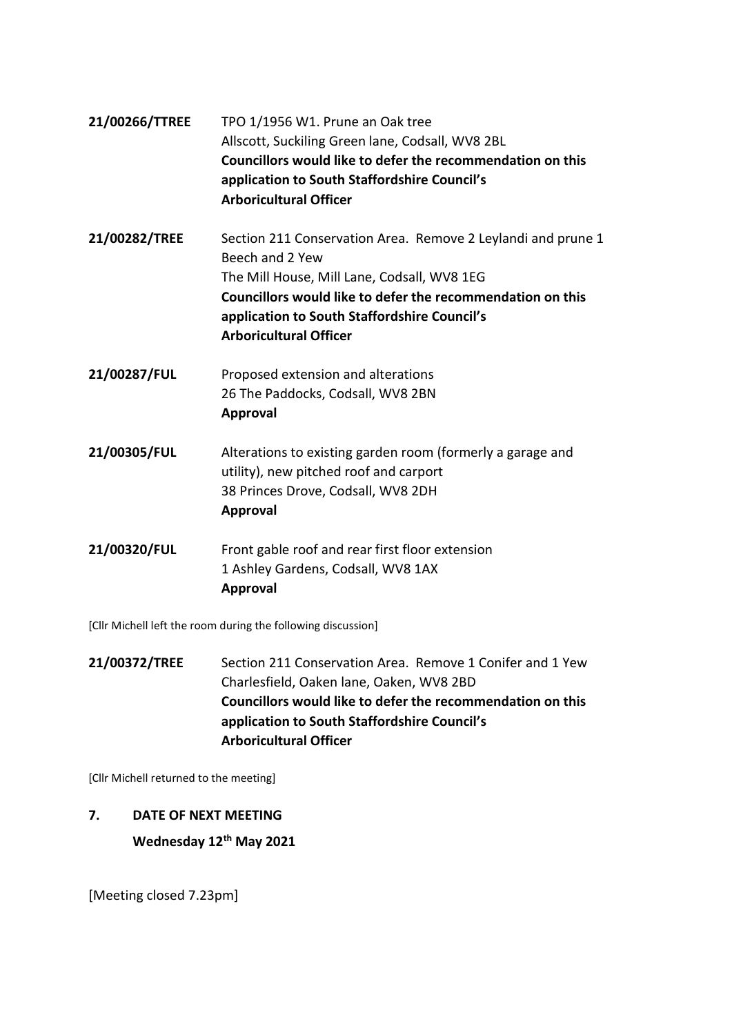**21/00266/TTREE** TPO 1/1956 W1. Prune an Oak tree
Allscott, Suckiling Green lane, Codsall, WV8 2BL
**Councillors would like to defer the recommendation on this application to South Staffordshire Council's Arboricultural Officer**

**21/00282/TREE** Section 211 Conservation Area. Remove 2 Leylandi and prune 1 Beech and 2 Yew
The Mill House, Mill Lane, Codsall, WV8 1EG
**Councillors would like to defer the recommendation on this application to South Staffordshire Council's Arboricultural Officer**

**21/00287/FUL** Proposed extension and alterations
26 The Paddocks, Codsall, WV8 2BN
**Approval**

**21/00305/FUL** Alterations to existing garden room (formerly a garage and utility), new pitched roof and carport
38 Princes Drove, Codsall, WV8 2DH
**Approval**

**21/00320/FUL** Front gable roof and rear first floor extension
1 Ashley Gardens, Codsall, WV8 1AX
**Approval**

[Cllr Michell left the room during the following discussion]

**21/00372/TREE** Section 211 Conservation Area. Remove 1 Conifer and 1 Yew
Charlesfield, Oaken lane, Oaken, WV8 2BD
**Councillors would like to defer the recommendation on this application to South Staffordshire Council's Arboricultural Officer**

[Cllr Michell returned to the meeting]

## 7. DATE OF NEXT MEETING

**Wednesday 12th May 2021**

[Meeting closed 7.23pm]